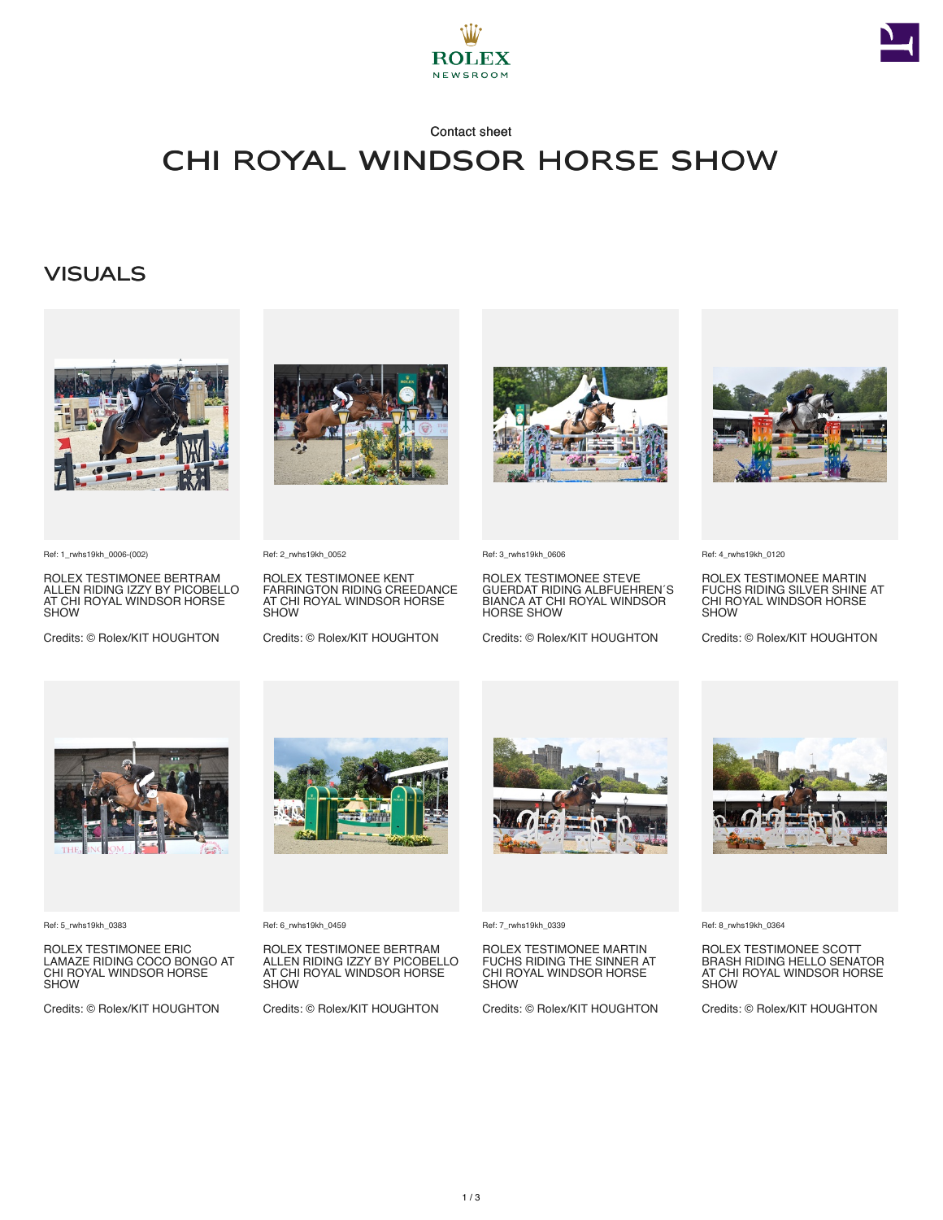ROLEX
NEWSROOM

Contact sheet

# CHI ROYAL WINDSOR HORSE SHOW

## VISUALS

Ref: 1_rwhs19kh_0006-(002)

ROLEX TESTIMONEE BERTRAM ALLEN RIDING IZZY BY PICOBELLO AT CHI ROYAL WINDSOR HORSE SHOW

Credits: © Rolex/KIT HOUGHTON

Ref: 2_rwhs19kh_0052

ROLEX TESTIMONEE KENT FARRINGTON RIDING CREEDANCE AT CHI ROYAL WINDSOR HORSE SHOW

Credits: © Rolex/KIT HOUGHTON

Ref: 3_rwhs19kh_0606

ROLEX TESTIMONEE STEVE GUERDAT RIDING ALBFUEHREN´S BIANCA AT CHI ROYAL WINDSOR HORSE SHOW

Credits: © Rolex/KIT HOUGHTON

Ref: 4_rwhs19kh_0120

ROLEX TESTIMONEE MARTIN FUCHS RIDING SILVER SHINE AT CHI ROYAL WINDSOR HORSE SHOW

Credits: © Rolex/KIT HOUGHTON

Ref: 5_rwhs19kh_0383

ROLEX TESTIMONEE ERIC LAMAZE RIDING COCO BONGO AT CHI ROYAL WINDSOR HORSE SHOW

Credits: © Rolex/KIT HOUGHTON

Ref: 6_rwhs19kh_0459

ROLEX TESTIMONEE BERTRAM ALLEN RIDING IZZY BY PICOBELLO AT CHI ROYAL WINDSOR HORSE SHOW

Credits: © Rolex/KIT HOUGHTON

Ref: 7_rwhs19kh_0339

ROLEX TESTIMONEE MARTIN FUCHS RIDING THE SINNER AT CHI ROYAL WINDSOR HORSE SHOW

Credits: © Rolex/KIT HOUGHTON

Ref: 8_rwhs19kh_0364

ROLEX TESTIMONEE SCOTT BRASH RIDING HELLO SENATOR AT CHI ROYAL WINDSOR HORSE SHOW

Credits: © Rolex/KIT HOUGHTON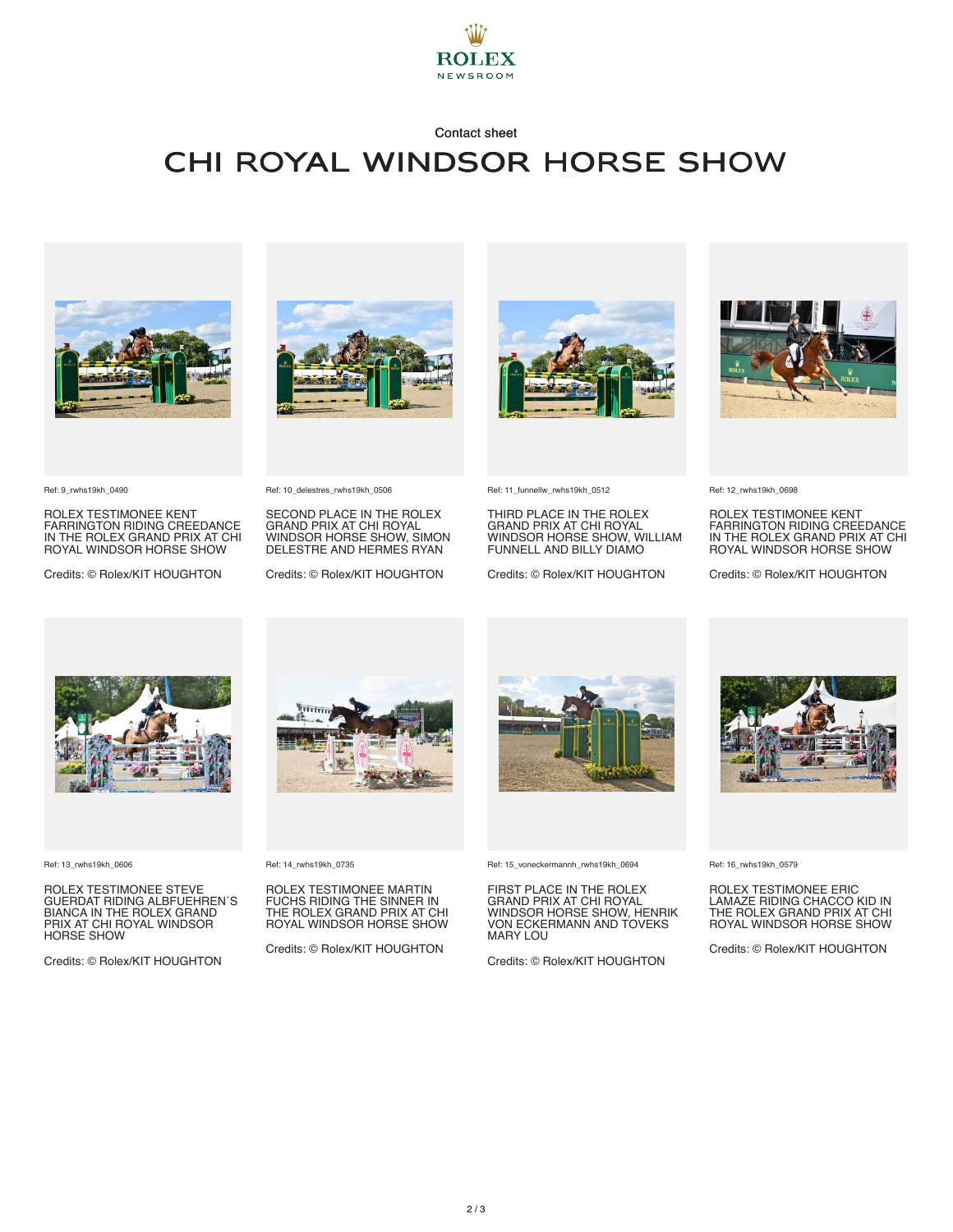ROLEX
NEWSROOM

Contact sheet

# CHI ROYAL WINDSOR HORSE SHOW

Ref: 9_rwhs19kh_0490

ROLEX TESTIMONEE KENT FARRINGTON RIDING CREEDANCE IN THE ROLEX GRAND PRIX AT CHI ROYAL WINDSOR HORSE SHOW

Credits: © Rolex/KIT HOUGHTON

Ref: 10_delestres_rwhs19kh_0506

SECOND PLACE IN THE ROLEX GRAND PRIX AT CHI ROYAL WINDSOR HORSE SHOW, SIMON DELESTRE AND HERMES RYAN

Credits: © Rolex/KIT HOUGHTON

Ref: 11_funnellw_rwhs19kh_0512

THIRD PLACE IN THE ROLEX GRAND PRIX AT CHI ROYAL WINDSOR HORSE SHOW, WILLIAM FUNNELL AND BILLY DIAMO

Credits: © Rolex/KIT HOUGHTON

Ref: 12_rwhs19kh_0698

ROLEX TESTIMONEE KENT FARRINGTON RIDING CREEDANCE IN THE ROLEX GRAND PRIX AT CHI ROYAL WINDSOR HORSE SHOW

Credits: © Rolex/KIT HOUGHTON

Ref: 13_rwhs19kh_0606

ROLEX TESTIMONEE STEVE GUERDAT RIDING ALBFUEHREN´S BIANCA IN THE ROLEX GRAND PRIX AT CHI ROYAL WINDSOR HORSE SHOW

Credits: © Rolex/KIT HOUGHTON

Ref: 14_rwhs19kh_0735

ROLEX TESTIMONEE MARTIN FUCHS RIDING THE SINNER IN THE ROLEX GRAND PRIX AT CHI ROYAL WINDSOR HORSE SHOW

Credits: © Rolex/KIT HOUGHTON

Ref: 15_voneckermannh_rwhs19kh_0694

FIRST PLACE IN THE ROLEX GRAND PRIX AT CHI ROYAL WINDSOR HORSE SHOW, HENRIK VON ECKERMANN AND TOVEKS MARY LOU

Credits: © Rolex/KIT HOUGHTON

Ref: 16_rwhs19kh_0579

ROLEX TESTIMONEE ERIC LAMAZE RIDING CHACCO KID IN THE ROLEX GRAND PRIX AT CHI ROYAL WINDSOR HORSE SHOW

Credits: © Rolex/KIT HOUGHTON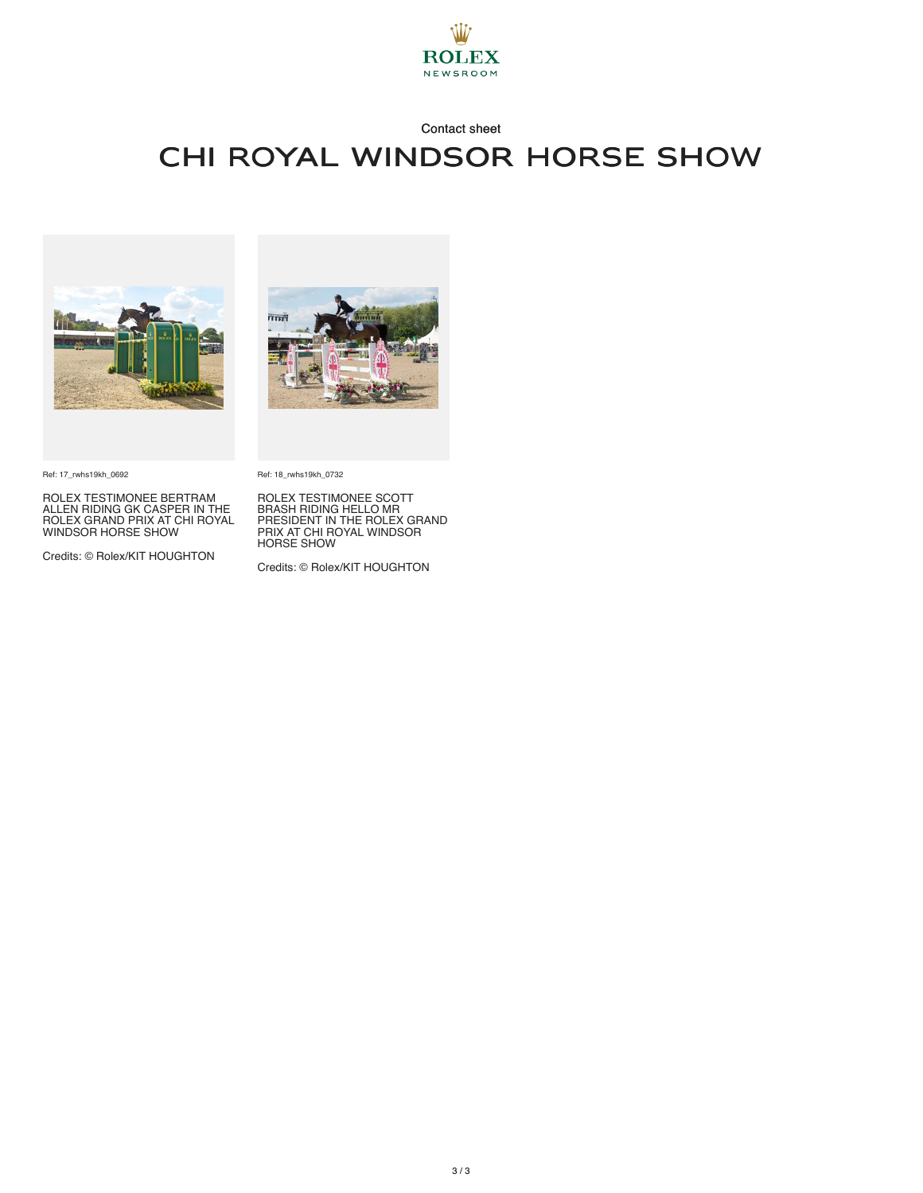ROLEX
NEWSROOM

Contact sheet

# CHI ROYAL WINDSOR HORSE SHOW

Ref: 17_rwhs19kh_0692

ROLEX TESTIMONEE BERTRAM ALLEN RIDING GK CASPER IN THE ROLEX GRAND PRIX AT CHI ROYAL WINDSOR HORSE SHOW

Credits: © Rolex/KIT HOUGHTON

Ref: 18_rwhs19kh_0732

ROLEX TESTIMONEE SCOTT BRASH RIDING HELLO MR PRESIDENT IN THE ROLEX GRAND PRIX AT CHI ROYAL WINDSOR HORSE SHOW

Credits: © Rolex/KIT HOUGHTON